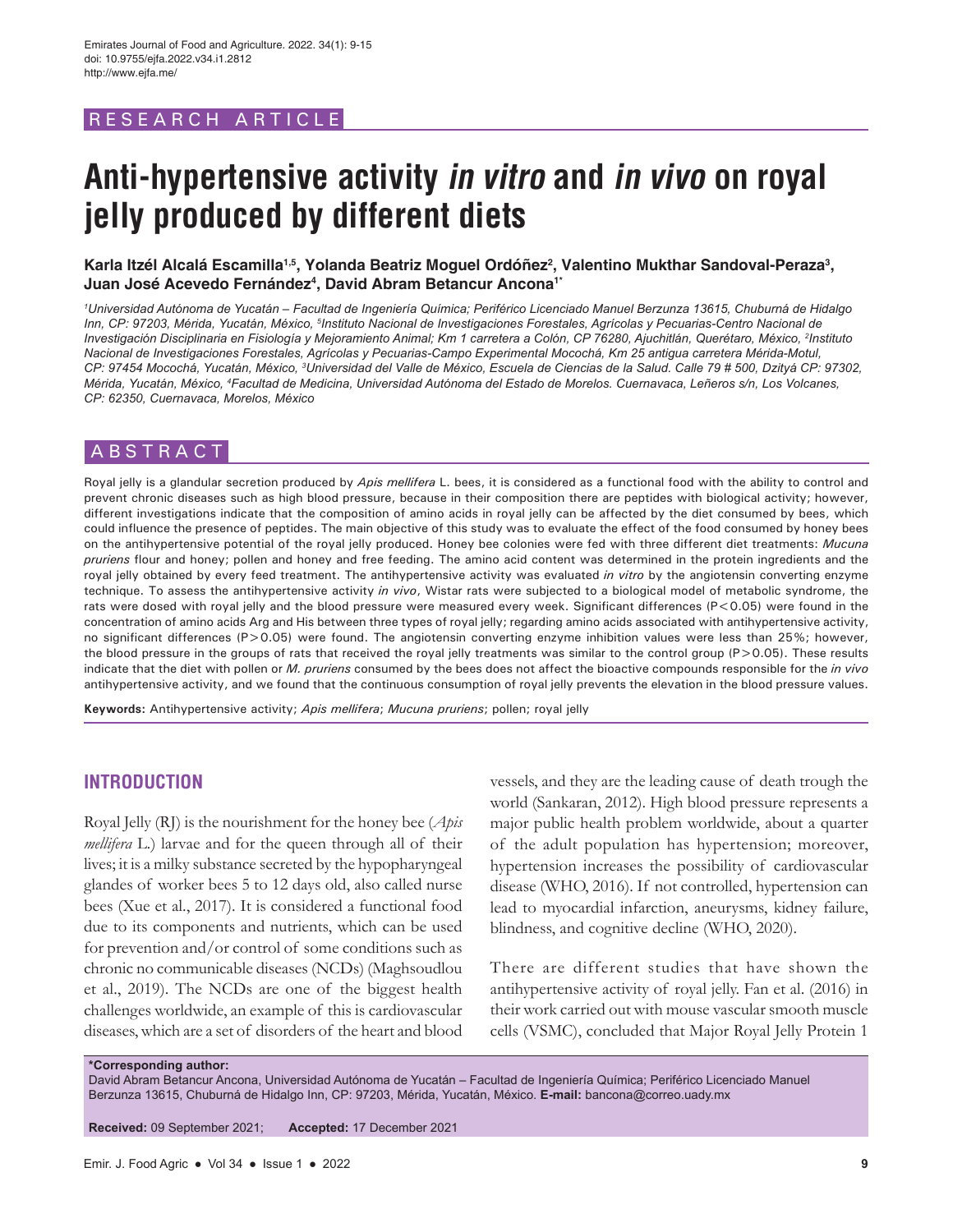RESEARCH ARTICLE

# Anti-hypertensive activity *in vitro* and *in vivo* on royal jelly produced by different diets

**Karla Itzél Alcalá Escamilla[1,5], Yolanda Beatriz Moguel Ordóñez[2], Valentino Mukthar Sandoval-Peraza[3], Juan José Acevedo Fernández[4], David Abram Betancur Ancona[1*]**

*[1]Universidad Autónoma de Yucatán – Facultad de Ingeniería Química; Periférico Licenciado Manuel Berzunza 13615, Chuburná de Hidalgo Inn, CP: 97203, Mérida, Yucatán, México, [5]Instituto Nacional de Investigaciones Forestales, Agrícolas y Pecuarias-Centro Nacional de Investigación Disciplinaria en Fisiología y Mejoramiento Animal; Km 1 carretera a Colón, CP 76280, Ajuchitlán, Querétaro, México, [2]Instituto Nacional de Investigaciones Forestales, Agrícolas y Pecuarias-Campo Experimental Mocochá, Km 25 antigua carretera Mérida-Motul, CP: 97454 Mocochá, Yucatán, México, [3]Universidad del Valle de México, Escuela de Ciencias de la Salud. Calle 79 # 500, Dzityá CP: 97302, Mérida, Yucatán, México, [4]Facultad de Medicina, Universidad Autónoma del Estado de Morelos. Cuernavaca, Leñeros s/n, Los Volcanes, CP: 62350, Cuernavaca, Morelos, México*

## ABSTRACT

Royal jelly is a glandular secretion produced by *Apis mellifera* L. bees, it is considered as a functional food with the ability to control and prevent chronic diseases such as high blood pressure, because in their composition there are peptides with biological activity; however, different investigations indicate that the composition of amino acids in royal jelly can be affected by the diet consumed by bees, which could influence the presence of peptides. The main objective of this study was to evaluate the effect of the food consumed by honey bees on the antihypertensive potential of the royal jelly produced. Honey bee colonies were fed with three different diet treatments: *Mucuna pruriens* flour and honey; pollen and honey and free feeding. The amino acid content was determined in the protein ingredients and the royal jelly obtained by every feed treatment. The antihypertensive activity was evaluated *in vitro* by the angiotensin converting enzyme technique. To assess the antihypertensive activity *in vivo*, Wistar rats were subjected to a biological model of metabolic syndrome, the rats were dosed with royal jelly and the blood pressure were measured every week. Significant differences ($P<0.05$) were found in the concentration of amino acids Arg and His between three types of royal jelly; regarding amino acids associated with antihypertensive activity, no significant differences ($P>0.05$) were found. The angiotensin converting enzyme inhibition values were less than 25%; however, the blood pressure in the groups of rats that received the royal jelly treatments was similar to the control group ($P>0.05$). These results indicate that the diet with pollen or *M. pruriens* consumed by the bees does not affect the bioactive compounds responsible for the *in vivo* antihypertensive activity, and we found that the continuous consumption of royal jelly prevents the elevation in the blood pressure values.

**Keywords:** Antihypertensive activity; *Apis mellifera*; *Mucuna pruriens*; pollen; royal jelly

## INTRODUCTION

Royal Jelly (RJ) is the nourishment for the honey bee (*Apis mellifera* L.) larvae and for the queen through all of their lives; it is a milky substance secreted by the hypopharyngeal glandes of worker bees 5 to 12 days old, also called nurse bees (Xue et al., 2017). It is considered a functional food due to its components and nutrients, which can be used for prevention and/or control of some conditions such as chronic no communicable diseases (NCDs) (Maghsoudlou et al., 2019). The NCDs are one of the biggest health challenges worldwide, an example of this is cardiovascular diseases, which are a set of disorders of the heart and blood vessels, and they are the leading cause of death trough the world (Sankaran, 2012). High blood pressure represents a major public health problem worldwide, about a quarter of the adult population has hypertension; moreover, hypertension increases the possibility of cardiovascular disease (WHO, 2016). If not controlled, hypertension can lead to myocardial infarction, aneurysms, kidney failure, blindness, and cognitive decline (WHO, 2020).

There are different studies that have shown the antihypertensive activity of royal jelly. Fan et al. (2016) in their work carried out with mouse vascular smooth muscle cells (VSMC), concluded that Major Royal Jelly Protein 1

**\*Corresponding author:**
David Abram Betancur Ancona, Universidad Autónoma de Yucatán – Facultad de Ingeniería Química; Periférico Licenciado Manuel Berzunza 13615, Chuburná de Hidalgo Inn, CP: 97203, Mérida, Yucatán, México. **E-mail:** bancona@correo.uady.mx

**Received:** 09 September 2021; **Accepted:** 17 December 2021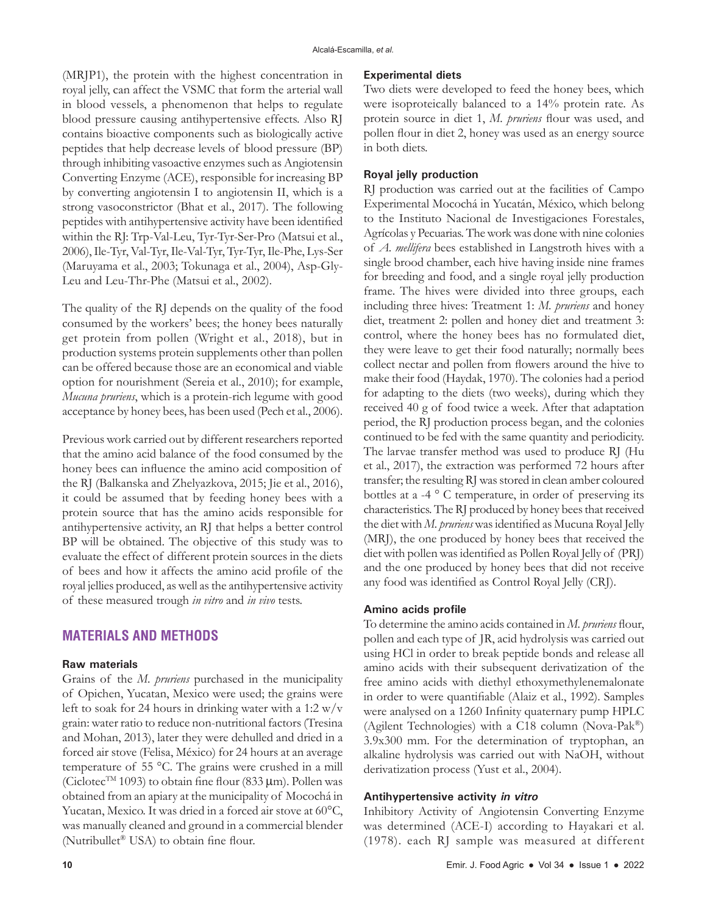(MRJP1), the protein with the highest concentration in royal jelly, can affect the VSMC that form the arterial wall in blood vessels, a phenomenon that helps to regulate blood pressure causing antihypertensive effects. Also RJ contains bioactive components such as biologically active peptides that help decrease levels of blood pressure (BP) through inhibiting vasoactive enzymes such as Angiotensin Converting Enzyme (ACE), responsible for increasing BP by converting angiotensin I to angiotensin II, which is a strong vasoconstrictor (Bhat et al., 2017). The following peptides with antihypertensive activity have been identified within the RJ: Trp-Val-Leu, Tyr-Tyr-Ser-Pro (Matsui et al., 2006), Ile-Tyr, Val-Tyr, Ile-Val-Tyr, Tyr-Tyr, Ile-Phe, Lys-Ser (Maruyama et al., 2003; Tokunaga et al., 2004), Asp-Gly-Leu and Leu-Thr-Phe (Matsui et al., 2002).

The quality of the RJ depends on the quality of the food consumed by the workers' bees; the honey bees naturally get protein from pollen (Wright et al., 2018), but in production systems protein supplements other than pollen can be offered because those are an economical and viable option for nourishment (Sereia et al., 2010); for example, *Mucuna pruriens*, which is a protein-rich legume with good acceptance by honey bees, has been used (Pech et al., 2006).

Previous work carried out by different researchers reported that the amino acid balance of the food consumed by the honey bees can influence the amino acid composition of the RJ (Balkanska and Zhelyazkova, 2015; Jie et al., 2016), it could be assumed that by feeding honey bees with a protein source that has the amino acids responsible for antihypertensive activity, an RJ that helps a better control BP will be obtained. The objective of this study was to evaluate the effect of different protein sources in the diets of bees and how it affects the amino acid profile of the royal jellies produced, as well as the antihypertensive activity of these measured trough *in vitro* and *in vivo* tests.

## MATERIALS AND METHODS

### Raw materials

Grains of the *M. pruriens* purchased in the municipality of Opichen, Yucatan, Mexico were used; the grains were left to soak for 24 hours in drinking water with a 1:2 w/v grain: water ratio to reduce non-nutritional factors (Tresina and Mohan, 2013), later they were dehulled and dried in a forced air stove (Felisa, México) for 24 hours at an average temperature of 55 °C. The grains were crushed in a mill (Ciclotec™ 1093) to obtain fine flour (833 μm). Pollen was obtained from an apiary at the municipality of Mocochá in Yucatan, Mexico. It was dried in a forced air stove at 60°C, was manually cleaned and ground in a commercial blender (Nutribullet® USA) to obtain fine flour.

### Experimental diets

Two diets were developed to feed the honey bees, which were isoproteically balanced to a 14% protein rate. As protein source in diet 1, *M. pruriens* flour was used, and pollen flour in diet 2, honey was used as an energy source in both diets.

### Royal jelly production

RJ production was carried out at the facilities of Campo Experimental Mocochá in Yucatán, México, which belong to the Instituto Nacional de Investigaciones Forestales, Agrícolas y Pecuarias. The work was done with nine colonies of *A. mellifera* bees established in Langstroth hives with a single brood chamber, each hive having inside nine frames for breeding and food, and a single royal jelly production frame. The hives were divided into three groups, each including three hives: Treatment 1: *M. pruriens* and honey diet, treatment 2: pollen and honey diet and treatment 3: control, where the honey bees has no formulated diet, they were leave to get their food naturally; normally bees collect nectar and pollen from flowers around the hive to make their food (Haydak, 1970). The colonies had a period for adapting to the diets (two weeks), during which they received 40 g of food twice a week. After that adaptation period, the RJ production process began, and the colonies continued to be fed with the same quantity and periodicity. The larvae transfer method was used to produce RJ (Hu et al., 2017), the extraction was performed 72 hours after transfer; the resulting RJ was stored in clean amber coloured bottles at a -4 ° C temperature, in order of preserving its characteristics. The RJ produced by honey bees that received the diet with *M. pruriens* was identified as Mucuna Royal Jelly (MRJ), the one produced by honey bees that received the diet with pollen was identified as Pollen Royal Jelly of (PRJ) and the one produced by honey bees that did not receive any food was identified as Control Royal Jelly (CRJ).

### Amino acids profile

To determine the amino acids contained in *M. pruriens* flour, pollen and each type of JR, acid hydrolysis was carried out using HCl in order to break peptide bonds and release all amino acids with their subsequent derivatization of the free amino acids with diethyl ethoxymethylenemalonate in order to were quantifiable (Alaiz et al., 1992). Samples were analysed on a 1260 Infinity quaternary pump HPLC (Agilent Technologies) with a C18 column (Nova-Pak®) 3.9x300 mm. For the determination of tryptophan, an alkaline hydrolysis was carried out with NaOH, without derivatization process (Yust et al., 2004).

### Antihypertensive activity *in vitro*

Inhibitory Activity of Angiotensin Converting Enzyme was determined (ACE-I) according to Hayakari et al. (1978). each RJ sample was measured at different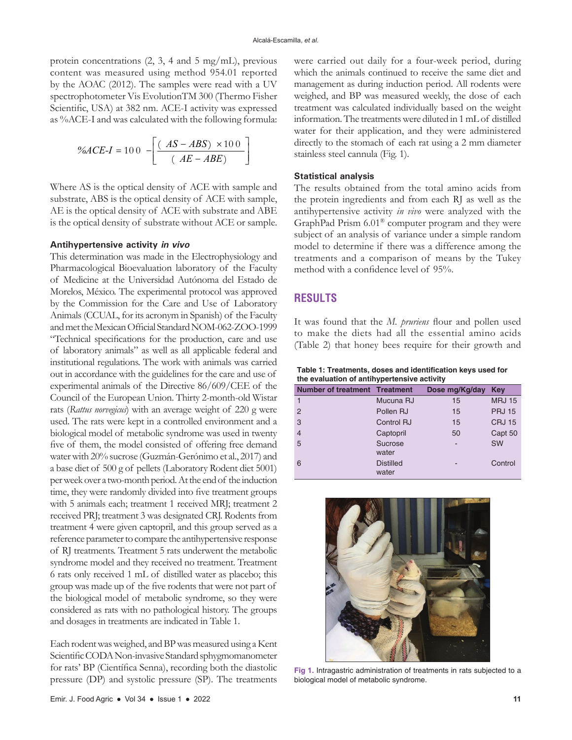protein concentrations (2, 3, 4 and 5 mg/mL), previous content was measured using method 954.01 reported by the AOAC (2012). The samples were read with a UV spectrophotometer Vis EvolutionTM 300 (Thermo Fisher Scientific, USA) at 382 nm. ACE-I activity was expressed as %ACE-I and was calculated with the following formula:

$$\%ACE\text{-}I = 100 - \left[\frac{(AS - ABS) \times 100}{(AE - ABE)}\right]$$

Where AS is the optical density of ACE with sample and substrate, ABS is the optical density of ACE with sample, AE is the optical density of ACE with substrate and ABE is the optical density of substrate without ACE or sample.

### Antihypertensive activity *in vivo*

This determination was made in the Electrophysiology and Pharmacological Bioevaluation laboratory of the Faculty of Medicine at the Universidad Autónoma del Estado de Morelos, México. The experimental protocol was approved by the Commission for the Care and Use of Laboratory Animals (CCUAL, for its acronym in Spanish) of the Faculty and met the Mexican Official Standard NOM-062-ZOO-1999 "Technical specifications for the production, care and use of laboratory animals" as well as all applicable federal and institutional regulations. The work with animals was carried out in accordance with the guidelines for the care and use of experimental animals of the Directive 86/609/CEE of the Council of the European Union. Thirty 2-month-old Wistar rats (*Rattus norvegicus*) with an average weight of 220 g were used. The rats were kept in a controlled environment and a biological model of metabolic syndrome was used in twenty five of them, the model consisted of offering free demand water with 20% sucrose (Guzmán-Gerónimo et al., 2017) and a base diet of 500 g of pellets (Laboratory Rodent diet 5001) per week over a two-month period. At the end of the induction time, they were randomly divided into five treatment groups with 5 animals each; treatment 1 received MRJ; treatment 2 received PRJ; treatment 3 was designated CRJ. Rodents from treatment 4 were given captopril, and this group served as a reference parameter to compare the antihypertensive response of RJ treatments. Treatment 5 rats underwent the metabolic syndrome model and they received no treatment. Treatment 6 rats only received 1 mL of distilled water as placebo; this group was made up of the five rodents that were not part of the biological model of metabolic syndrome, so they were considered as rats with no pathological history. The groups and dosages in treatments are indicated in Table 1.

Each rodent was weighed, and BP was measured using a Kent Scientific CODA Non-invasive Standard sphygmomanometer for rats' BP (Científica Senna), recording both the diastolic pressure (DP) and systolic pressure (SP). The treatments were carried out daily for a four-week period, during which the animals continued to receive the same diet and management as during induction period. All rodents were weighed, and BP was measured weekly, the dose of each treatment was calculated individually based on the weight information. The treatments were diluted in 1 mL of distilled water for their application, and they were administered directly to the stomach of each rat using a 2 mm diameter stainless steel cannula (Fig. 1).

### Statistical analysis

The results obtained from the total amino acids from the protein ingredients and from each RJ as well as the antihypertensive activity *in vivo* were analyzed with the GraphPad Prism 6.01® computer program and they were subject of an analysis of variance under a simple random model to determine if there was a difference among the treatments and a comparison of means by the Tukey method with a confidence level of 95%.

## RESULTS

It was found that the *M. pruriens* flour and pollen used to make the diets had all the essential amino acids (Table 2) that honey bees require for their growth and

**Table 1: Treatments, doses and identification keys used for the evaluation of antihypertensive activity**

| Number of treatment | Treatment | Dose mg/Kg/day | Key |
|---|---|---|---|
| 1 | Mucuna RJ | 15 | MRJ 15 |
| 2 | Pollen RJ | 15 | PRJ 15 |
| 3 | Control RJ | 15 | CRJ 15 |
| 4 | Captopril | 50 | Capt 50 |
| 5 | Sucrose water | - | SW |
| 6 | Distilled water | - | Control |

Fig 1. Intragastric administration of treatments in rats subjected to a biological model of metabolic syndrome.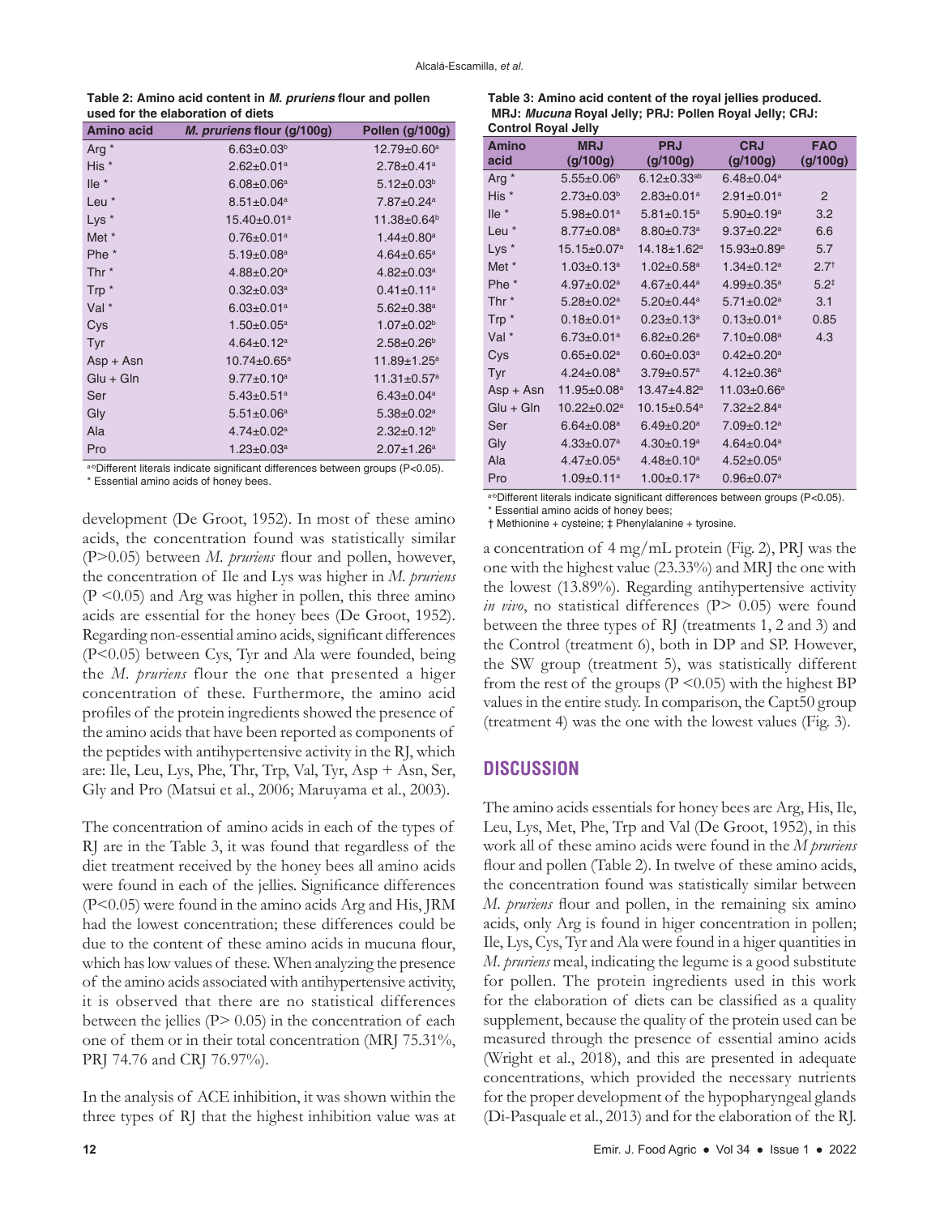**Table 2: Amino acid content in *M. pruriens* flour and pollen used for the elaboration of diets**

| Amino acid | *M. pruriens* flour (g/100g) | Pollen (g/100g) |
|---|---|---|
| Arg * | 6.63±0.03[b] | 12.79±0.60[a] |
| His * | 2.62±0.01[a] | 2.78±0.41[a] |
| Ile * | 6.08±0.06[a] | 5.12±0.03[b] |
| Leu * | 8.51±0.04[a] | 7.87±0.24[a] |
| Lys * | 15.40±0.01[a] | 11.38±0.64[b] |
| Met * | 0.76±0.01[a] | 1.44±0.80[a] |
| Phe * | 5.19±0.08[a] | 4.64±0.65[a] |
| Thr * | 4.88±0.20[a] | 4.82±0.03[a] |
| Trp * | 0.32±0.03[a] | 0.41±0.11[a] |
| Val * | 6.03±0.01[a] | 5.62±0.38[a] |
| Cys | 1.50±0.05[a] | 1.07±0.02[b] |
| Tyr | 4.64±0.12[a] | 2.58±0.26[b] |
| Asp + Asn | 10.74±0.65[a] | 11.89±1.25[a] |
| Glu + Gln | 9.77±0.10[a] | 11.31±0.57[a] |
| Ser | 5.43±0.51[a] | 6.43±0.04[a] |
| Gly | 5.51±0.06[a] | 5.38±0.02[a] |
| Ala | 4.74±0.02[a] | 2.32±0.12[b] |
| Pro | 1.23±0.03[a] | 2.07±1.26[a] |

[a-b]Different literals indicate significant differences between groups (P<0.05).
\* Essential amino acids of honey bees.

development (De Groot, 1952). In most of these amino acids, the concentration found was statistically similar (P>0.05) between *M. pruriens* flour and pollen, however, the concentration of Ile and Lys was higher in *M. pruriens* (P <0.05) and Arg was higher in pollen, this three amino acids are essential for the honey bees (De Groot, 1952). Regarding non-essential amino acids, significant differences (P<0.05) between Cys, Tyr and Ala were founded, being the *M. pruriens* flour the one that presented a higer concentration of these. Furthermore, the amino acid profiles of the protein ingredients showed the presence of the amino acids that have been reported as components of the peptides with antihypertensive activity in the RJ, which are: Ile, Leu, Lys, Phe, Thr, Trp, Val, Tyr, Asp + Asn, Ser, Gly and Pro (Matsui et al., 2006; Maruyama et al., 2003).

The concentration of amino acids in each of the types of RJ are in the Table 3, it was found that regardless of the diet treatment received by the honey bees all amino acids were found in each of the jellies. Significance differences (P<0.05) were found in the amino acids Arg and His, JRM had the lowest concentration; these differences could be due to the content of these amino acids in mucuna flour, which has low values of these. When analyzing the presence of the amino acids associated with antihypertensive activity, it is observed that there are no statistical differences between the jellies (P> 0.05) in the concentration of each one of them or in their total concentration (MRJ 75.31%, PRJ 74.76 and CRJ 76.97%).

In the analysis of ACE inhibition, it was shown within the three types of RJ that the highest inhibition value was at

**Table 3: Amino acid content of the royal jellies produced. MRJ: *Mucuna* Royal Jelly; PRJ: Pollen Royal Jelly; CRJ: Control Royal Jelly**

| Amino acid | MRJ (g/100g) | PRJ (g/100g) | CRJ (g/100g) | FAO (g/100g) |
|---|---|---|---|---|
| Arg * | 5.55±0.06[b] | 6.12±0.33[ab] | 6.48±0.04[a] | |
| His * | 2.73±0.03[b] | 2.83±0.01[a] | 2.91±0.01[a] | 2 |
| Ile * | 5.98±0.01[a] | 5.81±0.15[a] | 5.90±0.19[a] | 3.2 |
| Leu * | 8.77±0.08[a] | 8.80±0.73[a] | 9.37±0.22[a] | 6.6 |
| Lys * | 15.15±0.07[a] | 14.18±1.62[a] | 15.93±0.89[a] | 5.7 |
| Met * | 1.03±0.13[a] | 1.02±0.58[a] | 1.34±0.12[a] | 2.7† |
| Phe * | 4.97±0.02[a] | 4.67±0.44[a] | 4.99±0.35[a] | 5.2‡ |
| Thr * | 5.28±0.02[a] | 5.20±0.44[a] | 5.71±0.02[a] | 3.1 |
| Trp * | 0.18±0.01[a] | 0.23±0.13[a] | 0.13±0.01[a] | 0.85 |
| Val * | 6.73±0.01[a] | 6.82±0.26[a] | 7.10±0.08[a] | 4.3 |
| Cys | 0.65±0.02[a] | 0.60±0.03[a] | 0.42±0.20[a] | |
| Tyr | 4.24±0.08[a] | 3.79±0.57[a] | 4.12±0.36[a] | |
| Asp + Asn | 11.95±0.08[a] | 13.47±4.82[a] | 11.03±0.66[a] | |
| Glu + Gln | 10.22±0.02[a] | 10.15±0.54[a] | 7.32±2.84[a] | |
| Ser | 6.64±0.08[a] | 6.49±0.20[a] | 7.09±0.12[a] | |
| Gly | 4.33±0.07[a] | 4.30±0.19[a] | 4.64±0.04[a] | |
| Ala | 4.47±0.05[a] | 4.48±0.10[a] | 4.52±0.05[a] | |
| Pro | 1.09±0.11[a] | 1.00±0.17[a] | 0.96±0.07[a] | |

[a-b]Different literals indicate significant differences between groups (P<0.05).
\* Essential amino acids of honey bees;
† Methionine + cysteine; ‡ Phenylalanine + tyrosine.

a concentration of 4 mg/mL protein (Fig. 2), PRJ was the one with the highest value (23.33%) and MRJ the one with the lowest (13.89%). Regarding antihypertensive activity *in vivo*, no statistical differences (P> 0.05) were found between the three types of RJ (treatments 1, 2 and 3) and the Control (treatment 6), both in DP and SP. However, the SW group (treatment 5), was statistically different from the rest of the groups (P <0.05) with the highest BP values in the entire study. In comparison, the Capt50 group (treatment 4) was the one with the lowest values (Fig. 3).

## DISCUSSION

The amino acids essentials for honey bees are Arg, His, Ile, Leu, Lys, Met, Phe, Trp and Val (De Groot, 1952), in this work all of these amino acids were found in the *M pruriens* flour and pollen (Table 2). In twelve of these amino acids, the concentration found was statistically similar between *M. pruriens* flour and pollen, in the remaining six amino acids, only Arg is found in higer concentration in pollen; Ile, Lys, Cys, Tyr and Ala were found in a higer quantities in *M. pruriens* meal, indicating the legume is a good substitute for pollen. The protein ingredients used in this work for the elaboration of diets can be classified as a quality supplement, because the quality of the protein used can be measured through the presence of essential amino acids (Wright et al., 2018), and this are presented in adequate concentrations, which provided the necessary nutrients for the proper development of the hypopharyngeal glands (Di-Pasquale et al., 2013) and for the elaboration of the RJ.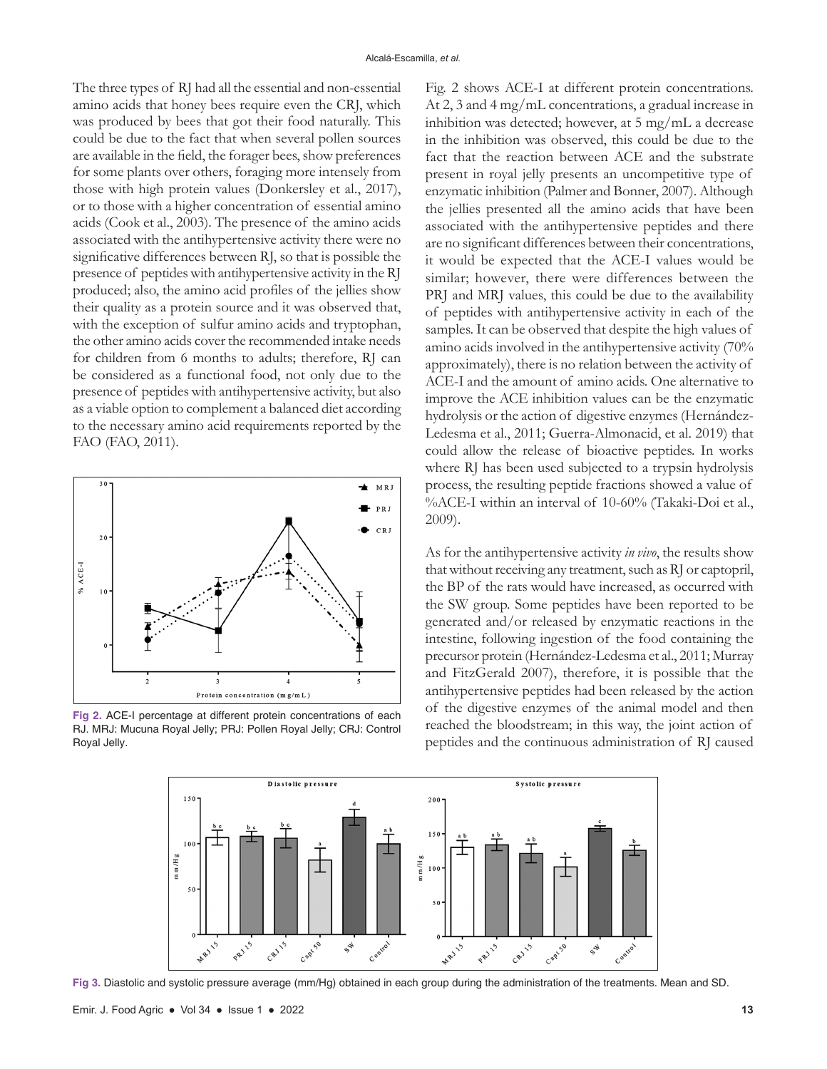The three types of RJ had all the essential and non-essential amino acids that honey bees require even the CRJ, which was produced by bees that got their food naturally. This could be due to the fact that when several pollen sources are available in the field, the forager bees, show preferences for some plants over others, foraging more intensely from those with high protein values (Donkersley et al., 2017), or to those with a higher concentration of essential amino acids (Cook et al., 2003). The presence of the amino acids associated with the antihypertensive activity there were no significative differences between RJ, so that is possible the presence of peptides with antihypertensive activity in the RJ produced; also, the amino acid profiles of the jellies show their quality as a protein source and it was observed that, with the exception of sulfur amino acids and tryptophan, the other amino acids cover the recommended intake needs for children from 6 months to adults; therefore, RJ can be considered as a functional food, not only due to the presence of peptides with antihypertensive activity, but also as a viable option to complement a balanced diet according to the necessary amino acid requirements reported by the FAO (FAO, 2011).

Fig 2. ACE-I percentage at different protein concentrations of each RJ. MRJ: Mucuna Royal Jelly; PRJ: Pollen Royal Jelly; CRJ: Control Royal Jelly.

Fig. 2 shows ACE-I at different protein concentrations. At 2, 3 and 4 mg/mL concentrations, a gradual increase in inhibition was detected; however, at 5 mg/mL a decrease in the inhibition was observed, this could be due to the fact that the reaction between ACE and the substrate present in royal jelly presents an uncompetitive type of enzymatic inhibition (Palmer and Bonner, 2007). Although the jellies presented all the amino acids that have been associated with the antihypertensive peptides and there are no significant differences between their concentrations, it would be expected that the ACE-I values would be similar; however, there were differences between the PRJ and MRJ values, this could be due to the availability of peptides with antihypertensive activity in each of the samples. It can be observed that despite the high values of amino acids involved in the antihypertensive activity (70% approximately), there is no relation between the activity of ACE-I and the amount of amino acids. One alternative to improve the ACE inhibition values can be the enzymatic hydrolysis or the action of digestive enzymes (Hernández-Ledesma et al., 2011; Guerra-Almonacid, et al. 2019) that could allow the release of bioactive peptides. In works where RJ has been used subjected to a trypsin hydrolysis process, the resulting peptide fractions showed a value of %ACE-I within an interval of 10-60% (Takaki-Doi et al., 2009).

As for the antihypertensive activity *in vivo*, the results show that without receiving any treatment, such as RJ or captopril, the BP of the rats would have increased, as occurred with the SW group. Some peptides have been reported to be generated and/or released by enzymatic reactions in the intestine, following ingestion of the food containing the precursor protein (Hernández-Ledesma et al., 2011; Murray and FitzGerald 2007), therefore, it is possible that the antihypertensive peptides had been released by the action of the digestive enzymes of the animal model and then reached the bloodstream; in this way, the joint action of peptides and the continuous administration of RJ caused

Fig 3. Diastolic and systolic pressure average (mm/Hg) obtained in each group during the administration of the treatments. Mean and SD.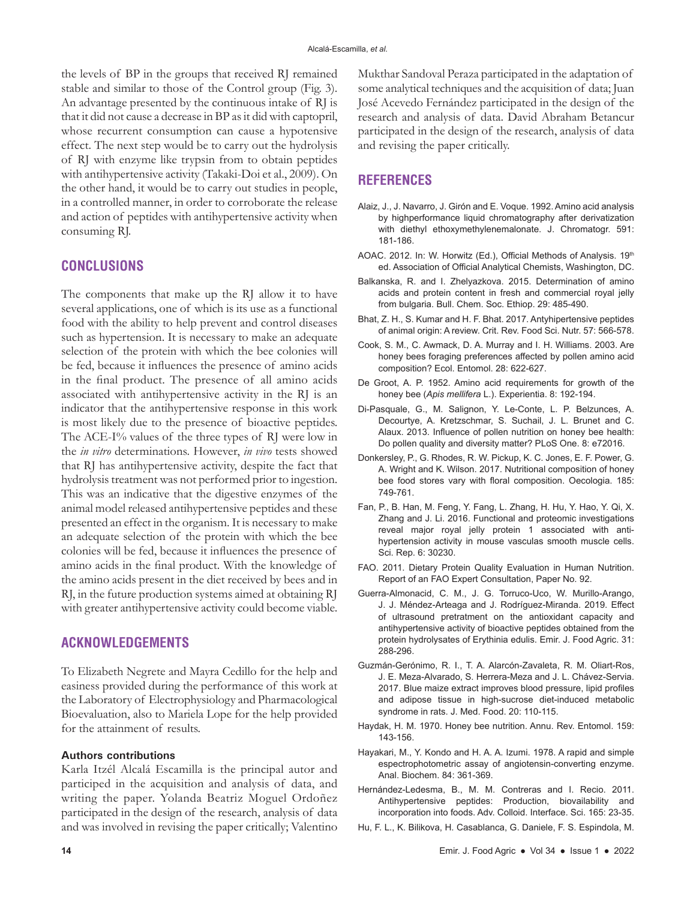the levels of BP in the groups that received RJ remained stable and similar to those of the Control group (Fig. 3). An advantage presented by the continuous intake of RJ is that it did not cause a decrease in BP as it did with captopril, whose recurrent consumption can cause a hypotensive effect. The next step would be to carry out the hydrolysis of RJ with enzyme like trypsin from to obtain peptides with antihypertensive activity (Takaki-Doi et al., 2009). On the other hand, it would be to carry out studies in people, in a controlled manner, in order to corroborate the release and action of peptides with antihypertensive activity when consuming RJ.

## CONCLUSIONS

The components that make up the RJ allow it to have several applications, one of which is its use as a functional food with the ability to help prevent and control diseases such as hypertension. It is necessary to make an adequate selection of the protein with which the bee colonies will be fed, because it influences the presence of amino acids in the final product. The presence of all amino acids associated with antihypertensive activity in the RJ is an indicator that the antihypertensive response in this work is most likely due to the presence of bioactive peptides. The ACE-I% values of the three types of RJ were low in the *in vitro* determinations. However, *in vivo* tests showed that RJ has antihypertensive activity, despite the fact that hydrolysis treatment was not performed prior to ingestion. This was an indicative that the digestive enzymes of the animal model released antihypertensive peptides and these presented an effect in the organism. It is necessary to make an adequate selection of the protein with which the bee colonies will be fed, because it influences the presence of amino acids in the final product. With the knowledge of the amino acids present in the diet received by bees and in RJ, in the future production systems aimed at obtaining RJ with greater antihypertensive activity could become viable.

## ACKNOWLEDGEMENTS

To Elizabeth Negrete and Mayra Cedillo for the help and easiness provided during the performance of this work at the Laboratory of Electrophysiology and Pharmacological Bioevaluation, also to Mariela Lope for the help provided for the attainment of results.

### Authors contributions

Karla Itzél Alcalá Escamilla is the principal autor and participed in the acquisition and analysis of data, and writing the paper. Yolanda Beatriz Moguel Ordoñez participated in the design of the research, analysis of data and was involved in revising the paper critically; Valentino Mukthar Sandoval Peraza participated in the adaptation of some analytical techniques and the acquisition of data; Juan José Acevedo Fernández participated in the design of the research and analysis of data. David Abraham Betancur participated in the design of the research, analysis of data and revising the paper critically.

## REFERENCES

Alaiz, J., J. Navarro, J. Girón and E. Voque. 1992. Amino acid analysis by highperformance liquid chromatography after derivatization with diethyl ethoxymethylenemalonate. J. Chromatogr. 591: 181-186.

AOAC. 2012. In: W. Horwitz (Ed.), Official Methods of Analysis. 19th ed. Association of Official Analytical Chemists, Washington, DC.

Balkanska, R. and I. Zhelyazkova. 2015. Determination of amino acids and protein content in fresh and commercial royal jelly from bulgaria. Bull. Chem. Soc. Ethiop. 29: 485-490.

Bhat, Z. H., S. Kumar and H. F. Bhat. 2017. Antyhipertensive peptides of animal origin: A review. Crit. Rev. Food Sci. Nutr. 57: 566-578.

Cook, S. M., C. Awmack, D. A. Murray and I. H. Williams. 2003. Are honey bees foraging preferences affected by pollen amino acid composition? Ecol. Entomol. 28: 622-627.

De Groot, A. P. 1952. Amino acid requirements for growth of the honey bee (*Apis mellifera* L.). Experientia. 8: 192-194.

Di-Pasquale, G., M. Salignon, Y. Le-Conte, L. P. Belzunces, A. Decourtye, A. Kretzschmar, S. Suchail, J. L. Brunet and C. Alaux. 2013. Influence of pollen nutrition on honey bee health: Do pollen quality and diversity matter? PLoS One. 8: e72016.

Donkersley, P., G. Rhodes, R. W. Pickup, K. C. Jones, E. F. Power, G. A. Wright and K. Wilson. 2017. Nutritional composition of honey bee food stores vary with floral composition. Oecologia. 185: 749-761.

Fan, P., B. Han, M. Feng, Y. Fang, L. Zhang, H. Hu, Y. Hao, Y. Qi, X. Zhang and J. Li. 2016. Functional and proteomic investigations reveal major royal jelly protein 1 associated with anti-hypertension activity in mouse vasculas smooth muscle cells. Sci. Rep. 6: 30230.

FAO. 2011. Dietary Protein Quality Evaluation in Human Nutrition. Report of an FAO Expert Consultation, Paper No. 92.

Guerra-Almonacid, C. M., J. G. Torruco-Uco, W. Murillo-Arango, J. J. Méndez-Arteaga and J. Rodríguez-Miranda. 2019. Effect of ultrasound pretratment on the antioxidant capacity and antihypertensive activity of bioactive peptides obtained from the protein hydrolysates of Erythinia edulis. Emir. J. Food Agric. 31: 288-296.

Guzmán-Gerónimo, R. I., T. A. Alarcón-Zavaleta, R. M. Oliart-Ros, J. E. Meza-Alvarado, S. Herrera-Meza and J. L. Chávez-Servia. 2017. Blue maize extract improves blood pressure, lipid profiles and adipose tissue in high-sucrose diet-induced metabolic syndrome in rats. J. Med. Food. 20: 110-115.

Haydak, H. M. 1970. Honey bee nutrition. Annu. Rev. Entomol. 159: 143-156.

Hayakari, M., Y. Kondo and H. A. A. Izumi. 1978. A rapid and simple espectrophotometric assay of angiotensin-converting enzyme. Anal. Biochem. 84: 361-369.

Hernández-Ledesma, B., M. M. Contreras and I. Recio. 2011. Antihypertensive peptides: Production, bioavailability and incorporation into foods. Adv. Colloid. Interface. Sci. 165: 23-35.

Hu, F. L., K. Bilikova, H. Casablanca, G. Daniele, F. S. Espindola, M.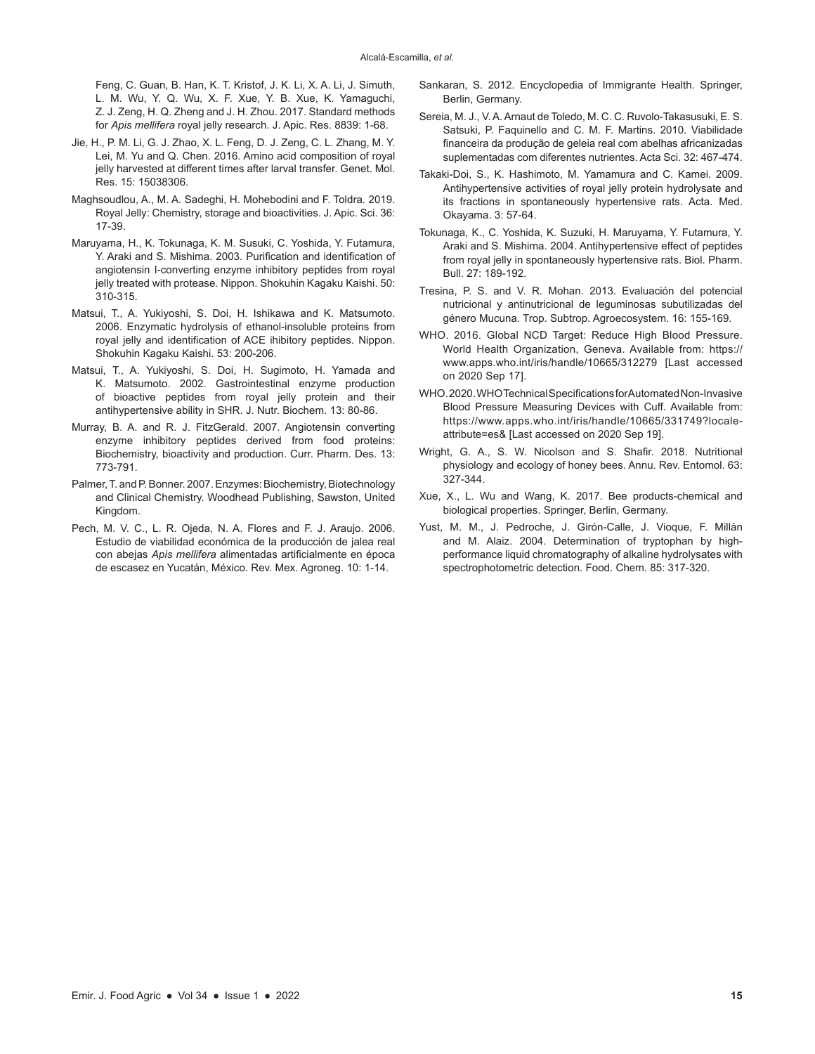Feng, C. Guan, B. Han, K. T. Kristof, J. K. Li, X. A. Li, J. Simuth, L. M. Wu, Y. Q. Wu, X. F. Xue, Y. B. Xue, K. Yamaguchi, Z. J. Zeng, H. Q. Zheng and J. H. Zhou. 2017. Standard methods for *Apis mellifera* royal jelly research. J. Apic. Res. 8839: 1-68.

Jie, H., P. M. Li, G. J. Zhao, X. L. Feng, D. J. Zeng, C. L. Zhang, M. Y. Lei, M. Yu and Q. Chen. 2016. Amino acid composition of royal jelly harvested at different times after larval transfer. Genet. Mol. Res. 15: 15038306.

Maghsoudlou, A., M. A. Sadeghi, H. Mohebodini and F. Toldra. 2019. Royal Jelly: Chemistry, storage and bioactivities. J. Apic. Sci. 36: 17-39.

Maruyama, H., K. Tokunaga, K. M. Susuki, C. Yoshida, Y. Futamura, Y. Araki and S. Mishima. 2003. Purification and identification of angiotensin I-converting enzyme inhibitory peptides from royal jelly treated with protease. Nippon. Shokuhin Kagaku Kaishi. 50: 310-315.

Matsui, T., A. Yukiyoshi, S. Doi, H. Ishikawa and K. Matsumoto. 2006. Enzymatic hydrolysis of ethanol-insoluble proteins from royal jelly and identification of ACE ihibitory peptides. Nippon. Shokuhin Kagaku Kaishi. 53: 200-206.

Matsui, T., A. Yukiyoshi, S. Doi, H. Sugimoto, H. Yamada and K. Matsumoto. 2002. Gastrointestinal enzyme production of bioactive peptides from royal jelly protein and their antihypertensive ability in SHR. J. Nutr. Biochem. 13: 80-86.

Murray, B. A. and R. J. FitzGerald. 2007. Angiotensin converting enzyme inhibitory peptides derived from food proteins: Biochemistry, bioactivity and production. Curr. Pharm. Des. 13: 773-791.

Palmer, T. and P. Bonner. 2007. Enzymes: Biochemistry, Biotechnology and Clinical Chemistry. Woodhead Publishing, Sawston, United Kingdom.

Pech, M. V. C., L. R. Ojeda, N. A. Flores and F. J. Araujo. 2006. Estudio de viabilidad económica de la producción de jalea real con abejas *Apis mellifera* alimentadas artificialmente en época de escasez en Yucatán, México. Rev. Mex. Agroneg. 10: 1-14.

Sankaran, S. 2012. Encyclopedia of Immigrante Health. Springer, Berlin, Germany.

Sereia, M. J., V. A. Arnaut de Toledo, M. C. C. Ruvolo-Takasusuki, E. S. Satsuki, P. Faquinello and C. M. F. Martins. 2010. Viabilidade financeira da produção de geleia real com abelhas africanizadas suplementadas com diferentes nutrientes. Acta Sci. 32: 467-474.

Takaki-Doi, S., K. Hashimoto, M. Yamamura and C. Kamei. 2009. Antihypertensive activities of royal jelly protein hydrolysate and its fractions in spontaneously hypertensive rats. Acta. Med. Okayama. 3: 57-64.

Tokunaga, K., C. Yoshida, K. Suzuki, H. Maruyama, Y. Futamura, Y. Araki and S. Mishima. 2004. Antihypertensive effect of peptides from royal jelly in spontaneously hypertensive rats. Biol. Pharm. Bull. 27: 189-192.

Tresina, P. S. and V. R. Mohan. 2013. Evaluación del potencial nutricional y antinutricional de leguminosas subutilizadas del género Mucuna. Trop. Subtrop. Agroecosystem. 16: 155-169.

WHO. 2016. Global NCD Target: Reduce High Blood Pressure. World Health Organization, Geneva. Available from: https://www.apps.who.int/iris/handle/10665/312279 [Last accessed on 2020 Sep 17].

WHO. 2020. WHO Technical Specifications for Automated Non-Invasive Blood Pressure Measuring Devices with Cuff. Available from: https://www.apps.who.int/iris/handle/10665/331749?locale-attribute=es& [Last accessed on 2020 Sep 19].

Wright, G. A., S. W. Nicolson and S. Shafir. 2018. Nutritional physiology and ecology of honey bees. Annu. Rev. Entomol. 63: 327-344.

Xue, X., L. Wu and Wang, K. 2017. Bee products-chemical and biological properties. Springer, Berlin, Germany.

Yust, M. M., J. Pedroche, J. Girón-Calle, J. Vioque, F. Millán and M. Alaiz. 2004. Determination of tryptophan by high-performance liquid chromatography of alkaline hydrolysates with spectrophotometric detection. Food. Chem. 85: 317-320.